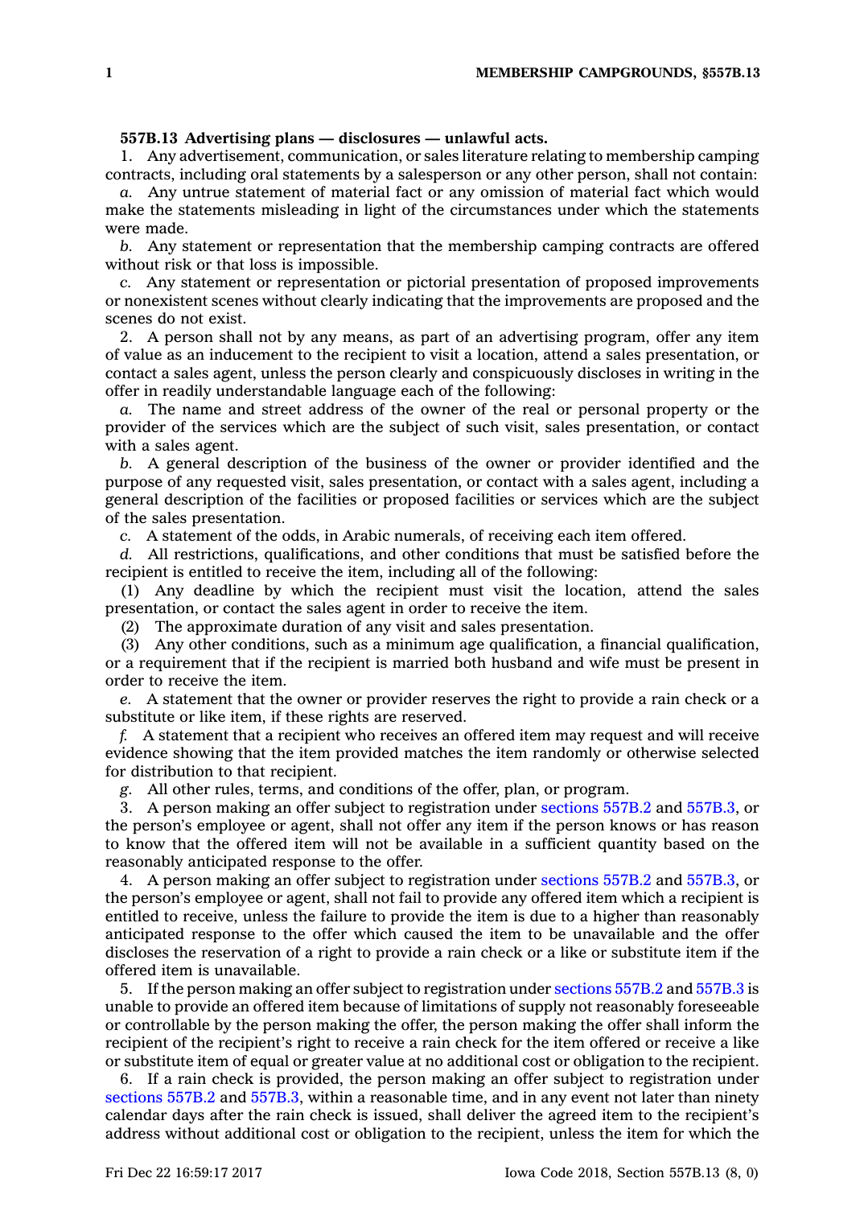**557B.13 Advertising plans — disclosures — unlawful acts.**

1. Any advertisement, communication, or sales literature relating to membership camping contracts, including oral statements by a salesperson or any other person, shall not contain:

*a.* Any untrue statement of material fact or any omission of material fact which would make the statements misleading in light of the circumstances under which the statements were made.

*b.* Any statement or representation that the membership camping contracts are offered without risk or that loss is impossible.

*c.* Any statement or representation or pictorial presentation of proposed improvements or nonexistent scenes without clearly indicating that the improvements are proposed and the scenes do not exist.

2. A person shall not by any means, as part of an advertising program, offer any item of value as an inducement to the recipient to visit a location, attend a sales presentation, or contact a sales agent, unless the person clearly and conspicuously discloses in writing in the offer in readily understandable language each of the following:

*a.* The name and street address of the owner of the real or personal property or the provider of the services which are the subject of such visit, sales presentation, or contact with a sales agent.

*b.* A general description of the business of the owner or provider identified and the purpose of any requested visit, sales presentation, or contact with a sales agent, including a general description of the facilities or proposed facilities or services which are the subject of the sales presentation.

*c.* A statement of the odds, in Arabic numerals, of receiving each item offered.

*d.* All restrictions, qualifications, and other conditions that must be satisfied before the recipient is entitled to receive the item, including all of the following:

(1) Any deadline by which the recipient must visit the location, attend the sales presentation, or contact the sales agent in order to receive the item.

(2) The approximate duration of any visit and sales presentation.

(3) Any other conditions, such as a minimum age qualification, a financial qualification, or a requirement that if the recipient is married both husband and wife must be present in order to receive the item.

*e.* A statement that the owner or provider reserves the right to provide a rain check or a substitute or like item, if these rights are reserved.

*f.* A statement that a recipient who receives an offered item may request and will receive evidence showing that the item provided matches the item randomly or otherwise selected for distribution to that recipient.

*g.* All other rules, terms, and conditions of the offer, plan, or program.

3. A person making an offer subject to registration under sections 557B.2 and 557B.3, or the person's employee or agent, shall not offer any item if the person knows or has reason to know that the offered item will not be available in a sufficient quantity based on the reasonably anticipated response to the offer.

4. A person making an offer subject to registration under sections 557B.2 and 557B.3, or the person's employee or agent, shall not fail to provide any offered item which a recipient is entitled to receive, unless the failure to provide the item is due to a higher than reasonably anticipated response to the offer which caused the item to be unavailable and the offer discloses the reservation of a right to provide a rain check or a like or substitute item if the offered item is unavailable.

5. If the person making an offer subject to registration under sections 557B.2 and 557B.3 is unable to provide an offered item because of limitations of supply not reasonably foreseeable or controllable by the person making the offer, the person making the offer shall inform the recipient of the recipient's right to receive a rain check for the item offered or receive a like or substitute item of equal or greater value at no additional cost or obligation to the recipient.

6. If a rain check is provided, the person making an offer subject to registration under sections 557B.2 and 557B.3, within a reasonable time, and in any event not later than ninety calendar days after the rain check is issued, shall deliver the agreed item to the recipient's address without additional cost or obligation to the recipient, unless the item for which the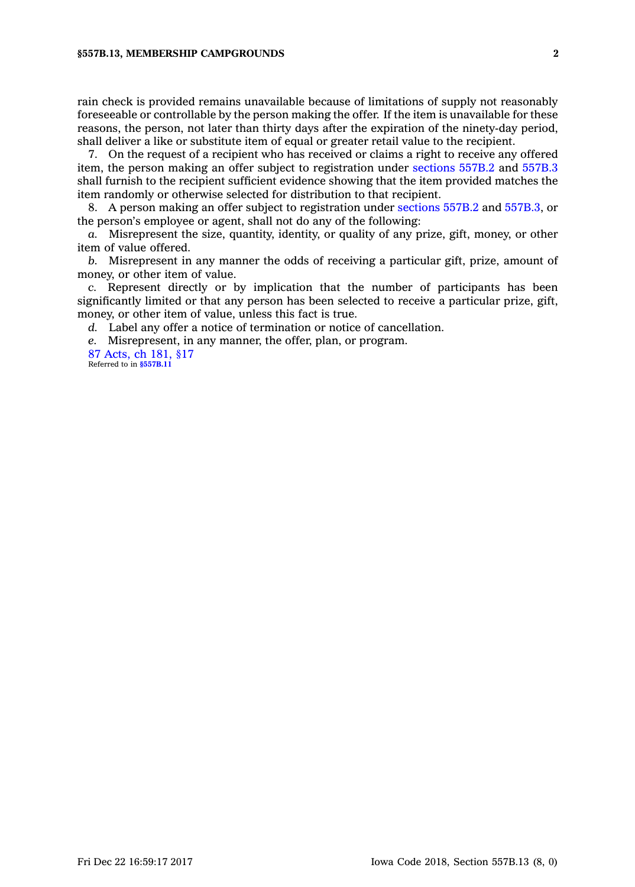rain check is provided remains unavailable because of limitations of supply not reasonably foreseeable or controllable by the person making the offer. If the item is unavailable for these reasons, the person, not later than thirty days after the expiration of the ninety-day period, shall deliver a like or substitute item of equal or greater retail value to the recipient.

7. On the request of a recipient who has received or claims a right to receive any offered item, the person making an offer subject to registration under sections 557B.2 and 557B.3 shall furnish to the recipient sufficient evidence showing that the item provided matches the item randomly or otherwise selected for distribution to that recipient.

8. A person making an offer subject to registration under sections 557B.2 and 557B.3, or the person's employee or agent, shall not do any of the following:

*a.* Misrepresent the size, quantity, identity, or quality of any prize, gift, money, or other item of value offered.

*b.* Misrepresent in any manner the odds of receiving a particular gift, prize, amount of money, or other item of value.

*c.* Represent directly or by implication that the number of participants has been significantly limited or that any person has been selected to receive a particular prize, gift, money, or other item of value, unless this fact is true.

*d.* Label any offer a notice of termination or notice of cancellation.

*e.* Misrepresent, in any manner, the offer, plan, or program.

87 Acts, ch 181, §17
Referred to in **§557B.11**